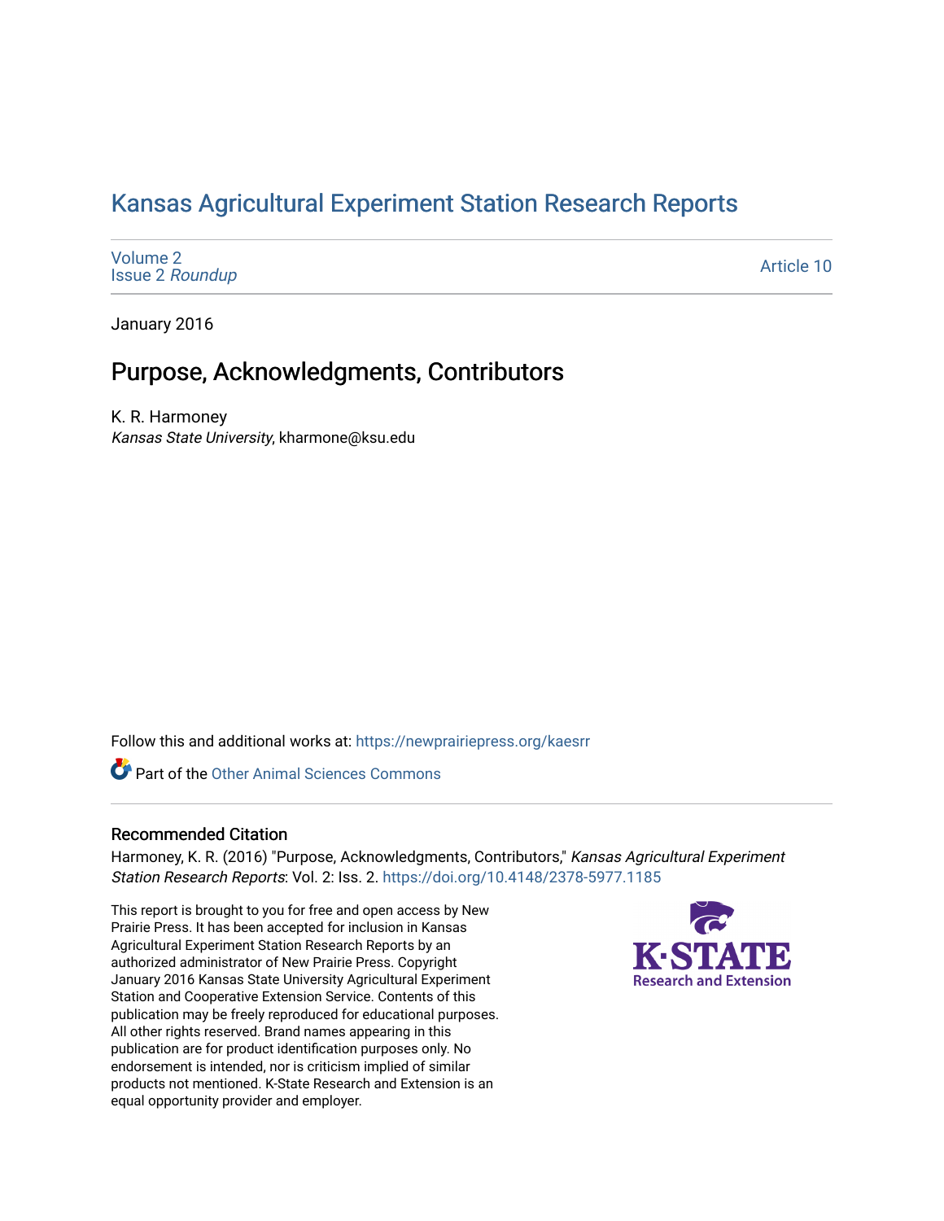# Kansas Agricultural Experiment Station Research Reports

Volume 2
Issue 2 *Roundup*

Article 10

January 2016

## Purpose, Acknowledgments, Contributors

K. R. Harmoney
*Kansas State University*, kharmone@ksu.edu

Follow this and additional works at: https://newprairiepress.org/kaesrr

Part of the Other Animal Sciences Commons

### Recommended Citation

Harmoney, K. R. (2016) "Purpose, Acknowledgments, Contributors," *Kansas Agricultural Experiment Station Research Reports*: Vol. 2: Iss. 2. https://doi.org/10.4148/2378-5977.1185

This report is brought to you for free and open access by New Prairie Press. It has been accepted for inclusion in Kansas Agricultural Experiment Station Research Reports by an authorized administrator of New Prairie Press. Copyright January 2016 Kansas State University Agricultural Experiment Station and Cooperative Extension Service. Contents of this publication may be freely reproduced for educational purposes. All other rights reserved. Brand names appearing in this publication are for product identification purposes only. No endorsement is intended, nor is criticism implied of similar products not mentioned. K-State Research and Extension is an equal opportunity provider and employer.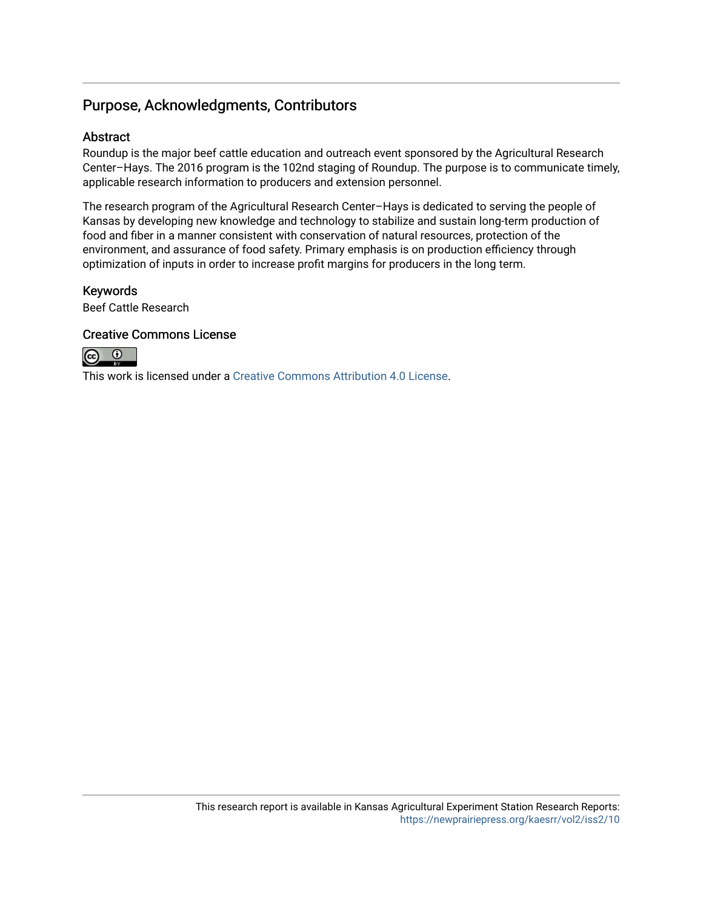# Purpose, Acknowledgments, Contributors

## Abstract

Roundup is the major beef cattle education and outreach event sponsored by the Agricultural Research Center–Hays. The 2016 program is the 102nd staging of Roundup. The purpose is to communicate timely, applicable research information to producers and extension personnel.

The research program of the Agricultural Research Center–Hays is dedicated to serving the people of Kansas by developing new knowledge and technology to stabilize and sustain long-term production of food and fiber in a manner consistent with conservation of natural resources, protection of the environment, and assurance of food safety. Primary emphasis is on production efficiency through optimization of inputs in order to increase profit margins for producers in the long term.

## Keywords

Beef Cattle Research

## Creative Commons License

This work is licensed under a Creative Commons Attribution 4.0 License.

This research report is available in Kansas Agricultural Experiment Station Research Reports: https://newprairiepress.org/kaesrr/vol2/iss2/10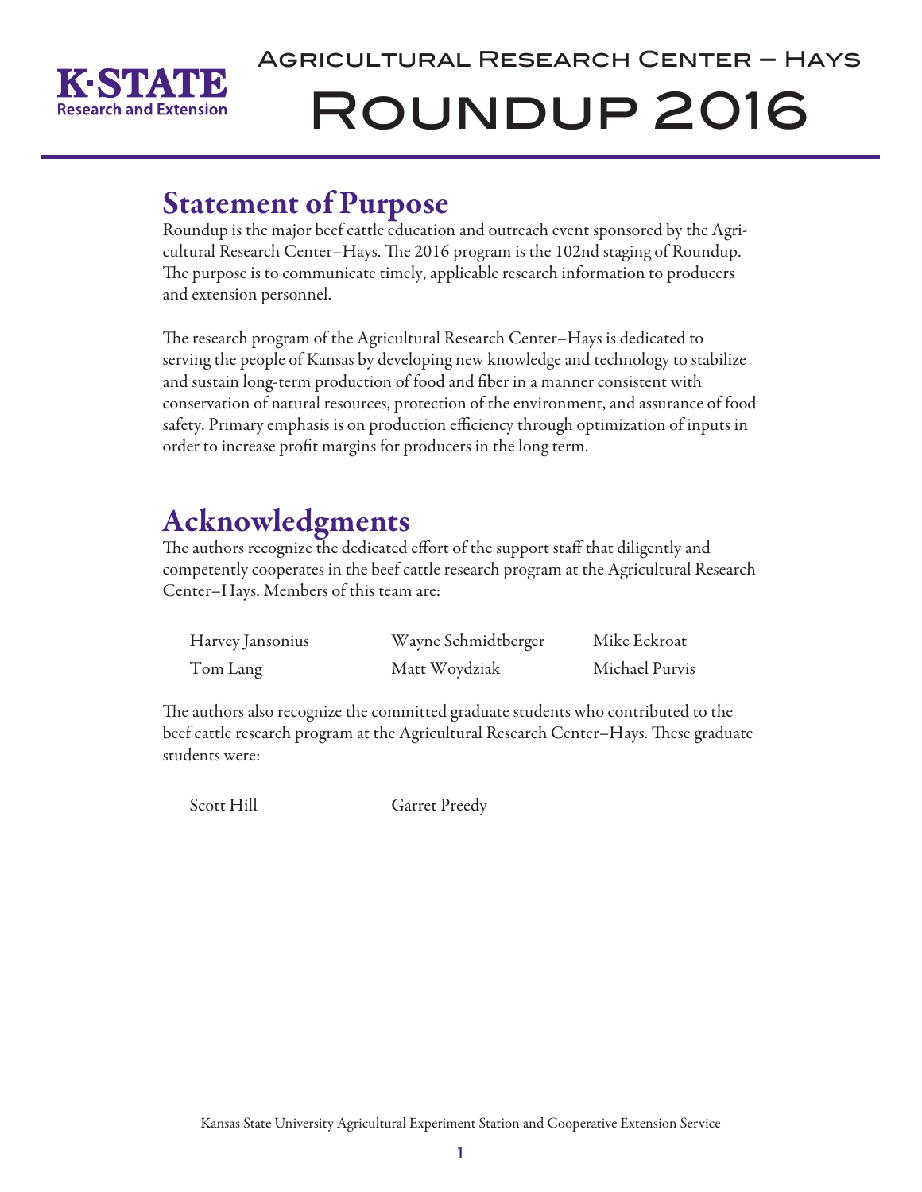# Agricultural Research Center – Hays

# Roundup 2016

## Statement of Purpose

Roundup is the major beef cattle education and outreach event sponsored by the Agricultural Research Center–Hays. The 2016 program is the 102nd staging of Roundup. The purpose is to communicate timely, applicable research information to producers and extension personnel.

The research program of the Agricultural Research Center–Hays is dedicated to serving the people of Kansas by developing new knowledge and technology to stabilize and sustain long-term production of food and fiber in a manner consistent with conservation of natural resources, protection of the environment, and assurance of food safety. Primary emphasis is on production efficiency through optimization of inputs in order to increase profit margins for producers in the long term.

## Acknowledgments

The authors recognize the dedicated effort of the support staff that diligently and competently cooperates in the beef cattle research program at the Agricultural Research Center–Hays. Members of this team are:

| | | |
|---|---|---|
| Harvey Jansonius | Wayne Schmidtberger | Mike Eckroat |
| Tom Lang | Matt Woydziak | Michael Purvis |

The authors also recognize the committed graduate students who contributed to the beef cattle research program at the Agricultural Research Center–Hays. These graduate students were:

| | |
|---|---|
| Scott Hill | Garret Preedy |

Kansas State University Agricultural Experiment Station and Cooperative Extension Service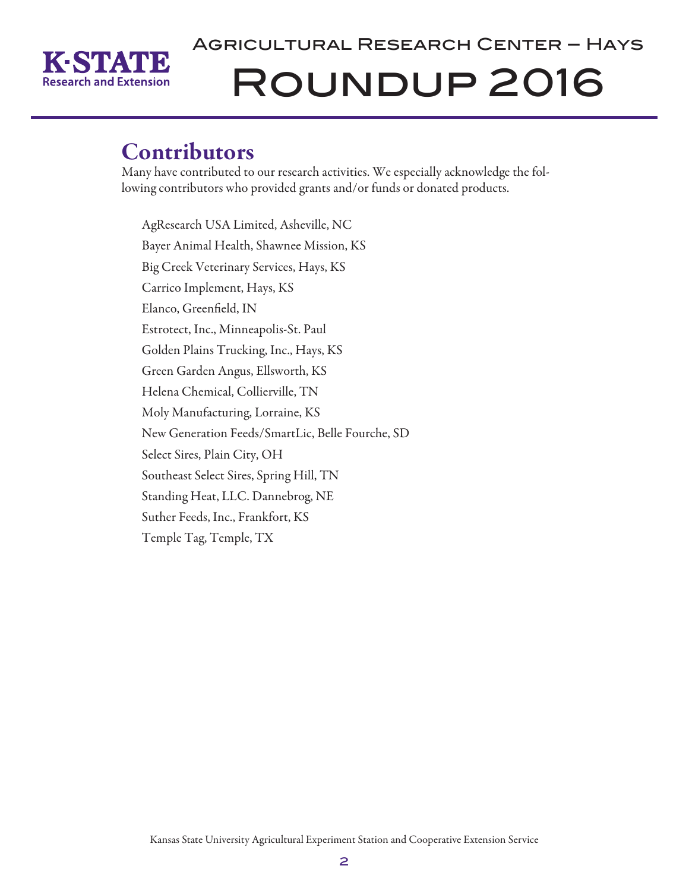## Contributors

Many have contributed to our research activities. We especially acknowledge the following contributors who provided grants and/or funds or donated products.

AgResearch USA Limited, Asheville, NC

Bayer Animal Health, Shawnee Mission, KS

Big Creek Veterinary Services, Hays, KS

Carrico Implement, Hays, KS

Elanco, Greenfield, IN

Estrotect, Inc., Minneapolis-St. Paul

Golden Plains Trucking, Inc., Hays, KS

Green Garden Angus, Ellsworth, KS

Helena Chemical, Collierville, TN

Moly Manufacturing, Lorraine, KS

New Generation Feeds/SmartLic, Belle Fourche, SD

Select Sires, Plain City, OH

Southeast Select Sires, Spring Hill, TN

Standing Heat, LLC. Dannebrog, NE

Suther Feeds, Inc., Frankfort, KS

Temple Tag, Temple, TX